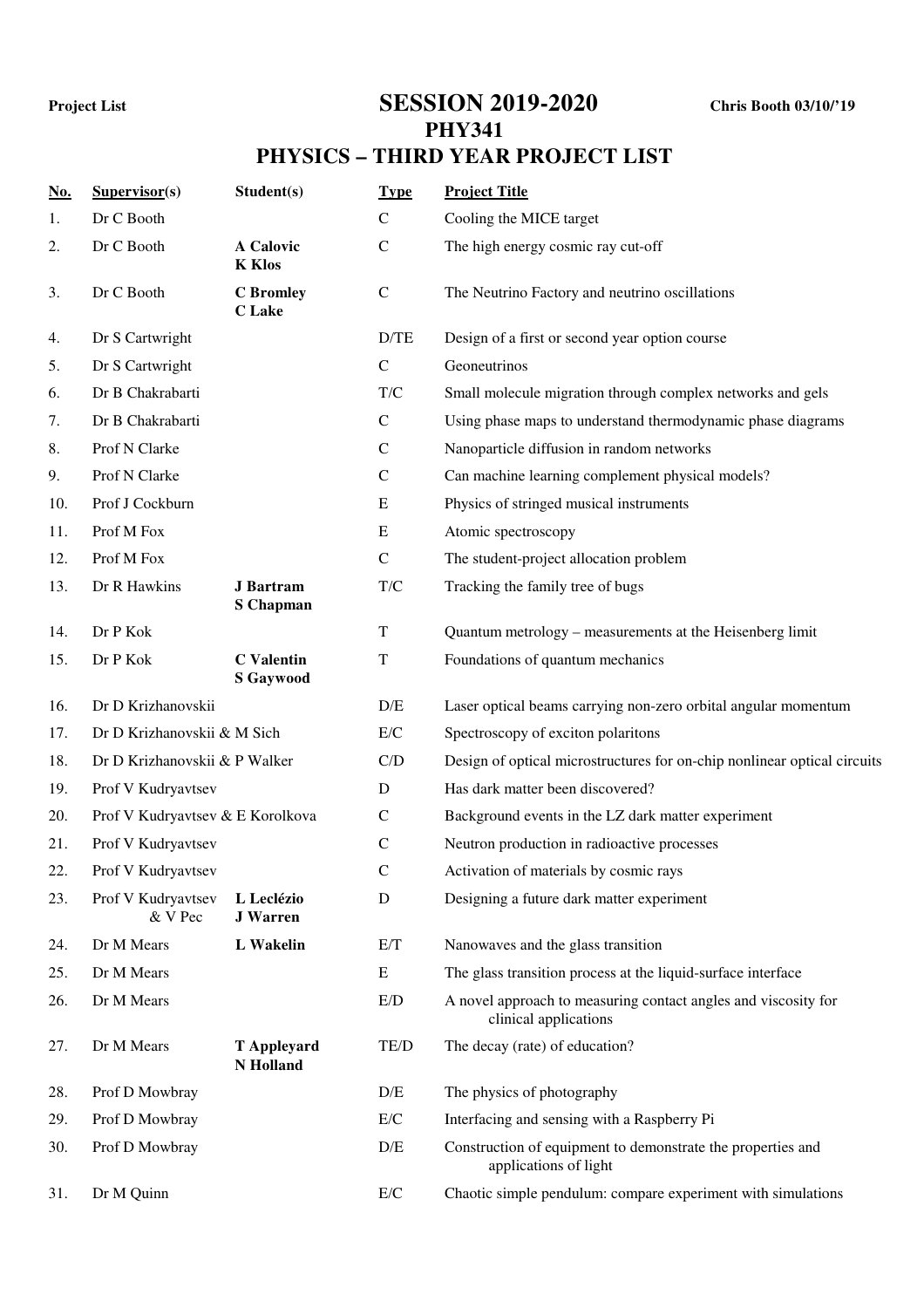**Project List** **SESSION 2019-2020** **Chris Booth 03/10/'19**

# PHY341

## PHYSICS – THIRD YEAR PROJECT LIST

| No. | Supervisor(s) | Student(s) | Type | Project Title |
|---|---|---|---|---|
| 1. | Dr C Booth | | C | Cooling the MICE target |
| 2. | Dr C Booth | **A Calovic** **K Klos** | C | The high energy cosmic ray cut-off |
| 3. | Dr C Booth | **C Bromley** **C Lake** | C | The Neutrino Factory and neutrino oscillations |
| 4. | Dr S Cartwright | | D/TE | Design of a first or second year option course |
| 5. | Dr S Cartwright | | C | Geoneutrinos |
| 6. | Dr B Chakrabarti | | T/C | Small molecule migration through complex networks and gels |
| 7. | Dr B Chakrabarti | | C | Using phase maps to understand thermodynamic phase diagrams |
| 8. | Prof N Clarke | | C | Nanoparticle diffusion in random networks |
| 9. | Prof N Clarke | | C | Can machine learning complement physical models? |
| 10. | Prof J Cockburn | | E | Physics of stringed musical instruments |
| 11. | Prof M Fox | | E | Atomic spectroscopy |
| 12. | Prof M Fox | | C | The student-project allocation problem |
| 13. | Dr R Hawkins | **J Bartram** **S Chapman** | T/C | Tracking the family tree of bugs |
| 14. | Dr P Kok | | T | Quantum metrology – measurements at the Heisenberg limit |
| 15. | Dr P Kok | **C Valentin** **S Gaywood** | T | Foundations of quantum mechanics |
| 16. | Dr D Krizhanovskii | | D/E | Laser optical beams carrying non-zero orbital angular momentum |
| 17. | Dr D Krizhanovskii & M Sich | | E/C | Spectroscopy of exciton polaritons |
| 18. | Dr D Krizhanovskii & P Walker | | C/D | Design of optical microstructures for on-chip nonlinear optical circuits |
| 19. | Prof V Kudryavtsev | | D | Has dark matter been discovered? |
| 20. | Prof V Kudryavtsev & E Korolkova | | C | Background events in the LZ dark matter experiment |
| 21. | Prof V Kudryavtsev | | C | Neutron production in radioactive processes |
| 22. | Prof V Kudryavtsev | | C | Activation of materials by cosmic rays |
| 23. | Prof V Kudryavtsev & V Pec | **L Leclézio** **J Warren** | D | Designing a future dark matter experiment |
| 24. | Dr M Mears | **L Wakelin** | E/T | Nanowaves and the glass transition |
| 25. | Dr M Mears | | E | The glass transition process at the liquid-surface interface |
| 26. | Dr M Mears | | E/D | A novel approach to measuring contact angles and viscosity for clinical applications |
| 27. | Dr M Mears | **T Appleyard** **N Holland** | TE/D | The decay (rate) of education? |
| 28. | Prof D Mowbray | | D/E | The physics of photography |
| 29. | Prof D Mowbray | | E/C | Interfacing and sensing with a Raspberry Pi |
| 30. | Prof D Mowbray | | D/E | Construction of equipment to demonstrate the properties and applications of light |
| 31. | Dr M Quinn | | E/C | Chaotic simple pendulum: compare experiment with simulations |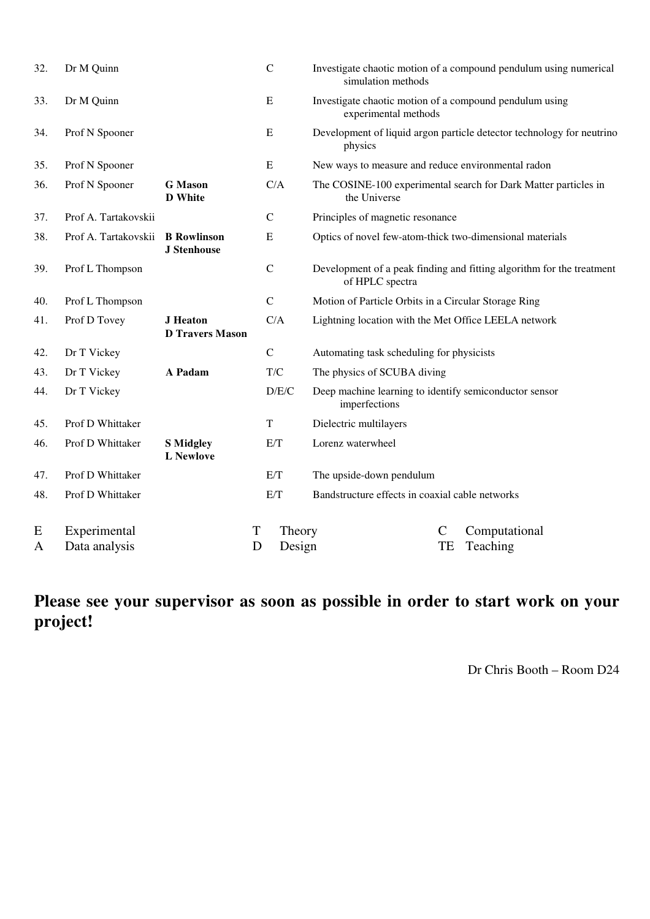| | | | | |
|---|---|---|---|---|
| 32. | Dr M Quinn | | C | Investigate chaotic motion of a compound pendulum using numerical simulation methods |
| 33. | Dr M Quinn | | E | Investigate chaotic motion of a compound pendulum using experimental methods |
| 34. | Prof N Spooner | | E | Development of liquid argon particle detector technology for neutrino physics |
| 35. | Prof N Spooner | | E | New ways to measure and reduce environmental radon |
| 36. | Prof N Spooner | **G Mason**<br>**D White** | C/A | The COSINE-100 experimental search for Dark Matter particles in the Universe |
| 37. | Prof A. Tartakovskii | | C | Principles of magnetic resonance |
| 38. | Prof A. Tartakovskii | **B Rowlinson**<br>**J Stenhouse** | E | Optics of novel few-atom-thick two-dimensional materials |
| 39. | Prof L Thompson | | C | Development of a peak finding and fitting algorithm for the treatment of HPLC spectra |
| 40. | Prof L Thompson | | C | Motion of Particle Orbits in a Circular Storage Ring |
| 41. | Prof D Tovey | **J Heaton**<br>**D Travers Mason** | C/A | Lightning location with the Met Office LEELA network |
| 42. | Dr T Vickey | | C | Automating task scheduling for physicists |
| 43. | Dr T Vickey | **A Padam** | T/C | The physics of SCUBA diving |
| 44. | Dr T Vickey | | D/E/C | Deep machine learning to identify semiconductor sensor imperfections |
| 45. | Prof D Whittaker | | T | Dielectric multilayers |
| 46. | Prof D Whittaker | **S Midgley**<br>**L Newlove** | E/T | Lorenz waterwheel |
| 47. | Prof D Whittaker | | E/T | The upside-down pendulum |
| 48. | Prof D Whittaker | | E/T | Bandstructure effects in coaxial cable networks |

| | | | | | |
|---|---|---|---|---|---|
| E | Experimental | T | Theory | C | Computational |
| A | Data analysis | D | Design | TE | Teaching |

**Please see your supervisor as soon as possible in order to start work on your project!**

Dr Chris Booth – Room D24